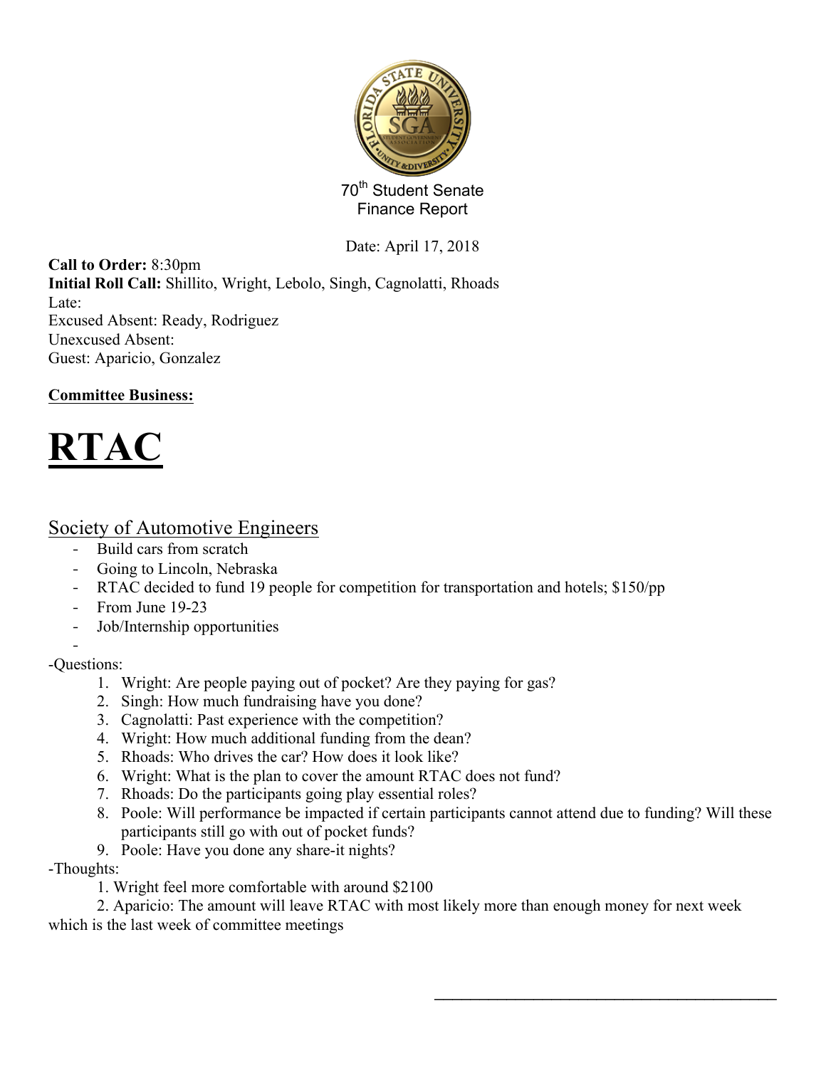70th Student Senate
Finance Report

Date: April 17, 2018

**Call to Order:** 8:30pm
**Initial Roll Call:** Shillito, Wright, Lebolo, Singh, Cagnolatti, Rhoads
Late:
Excused Absent: Ready, Rodriguez
Unexcused Absent:
Guest: Aparicio, Gonzalez

**Committee Business:**

# RTAC

## Society of Automotive Engineers

- Build cars from scratch
- Going to Lincoln, Nebraska
- RTAC decided to fund 19 people for competition for transportation and hotels; $150/pp
- From June 19-23
- Job/Internship opportunities
-

-Questions:

1. Wright: Are people paying out of pocket? Are they paying for gas?
2. Singh: How much fundraising have you done?
3. Cagnolatti: Past experience with the competition?
4. Wright: How much additional funding from the dean?
5. Rhoads: Who drives the car? How does it look like?
6. Wright: What is the plan to cover the amount RTAC does not fund?
7. Rhoads: Do the participants going play essential roles?
8. Poole: Will performance be impacted if certain participants cannot attend due to funding? Will these participants still go with out of pocket funds?
9. Poole: Have you done any share-it nights?

-Thoughts:

1. Wright feel more comfortable with around $2100
2. Aparicio: The amount will leave RTAC with most likely more than enough money for next week which is the last week of committee meetings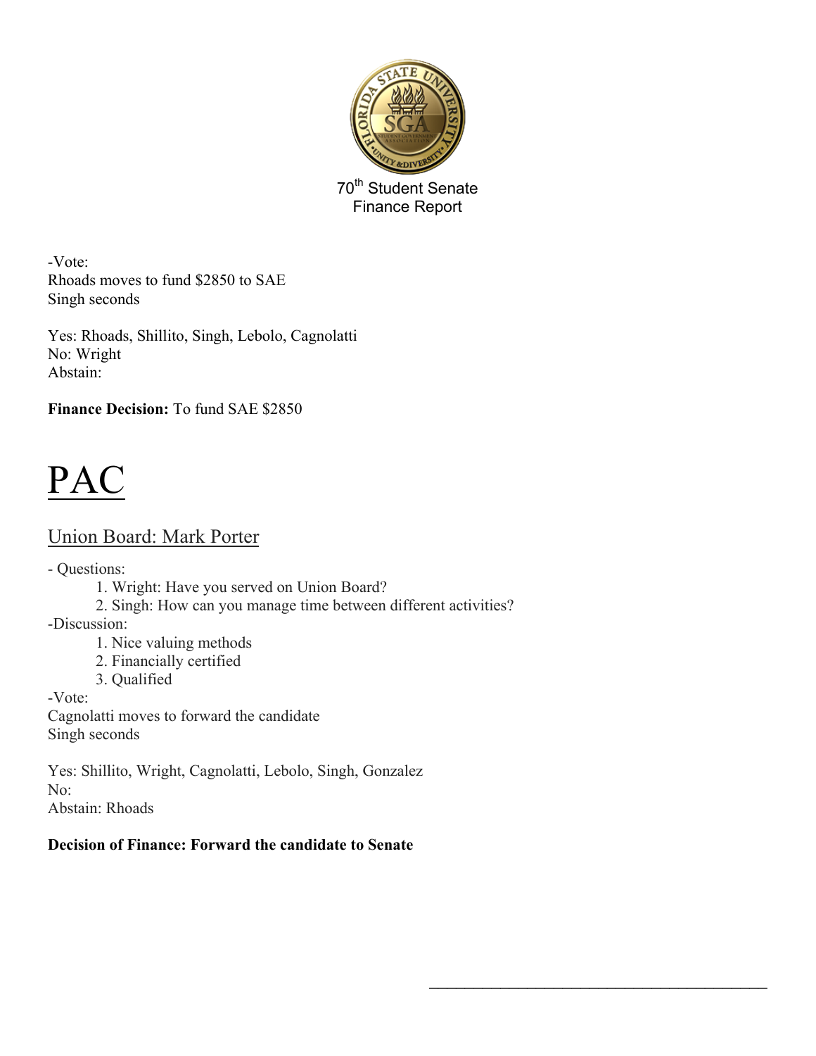70th Student Senate
Finance Report

-Vote:
Rhoads moves to fund $2850 to SAE
Singh seconds

Yes: Rhoads, Shillito, Singh, Lebolo, Cagnolatti
No: Wright
Abstain:

**Finance Decision:** To fund SAE $2850

# PAC

## Union Board: Mark Porter

- Questions:
  1. Wright: Have you served on Union Board?
  2. Singh: How can you manage time between different activities?

-Discussion:
  1. Nice valuing methods
  2. Financially certified
  3. Qualified

-Vote:
Cagnolatti moves to forward the candidate
Singh seconds

Yes: Shillito, Wright, Cagnolatti, Lebolo, Singh, Gonzalez
No:
Abstain: Rhoads

**Decision of Finance: Forward the candidate to Senate**